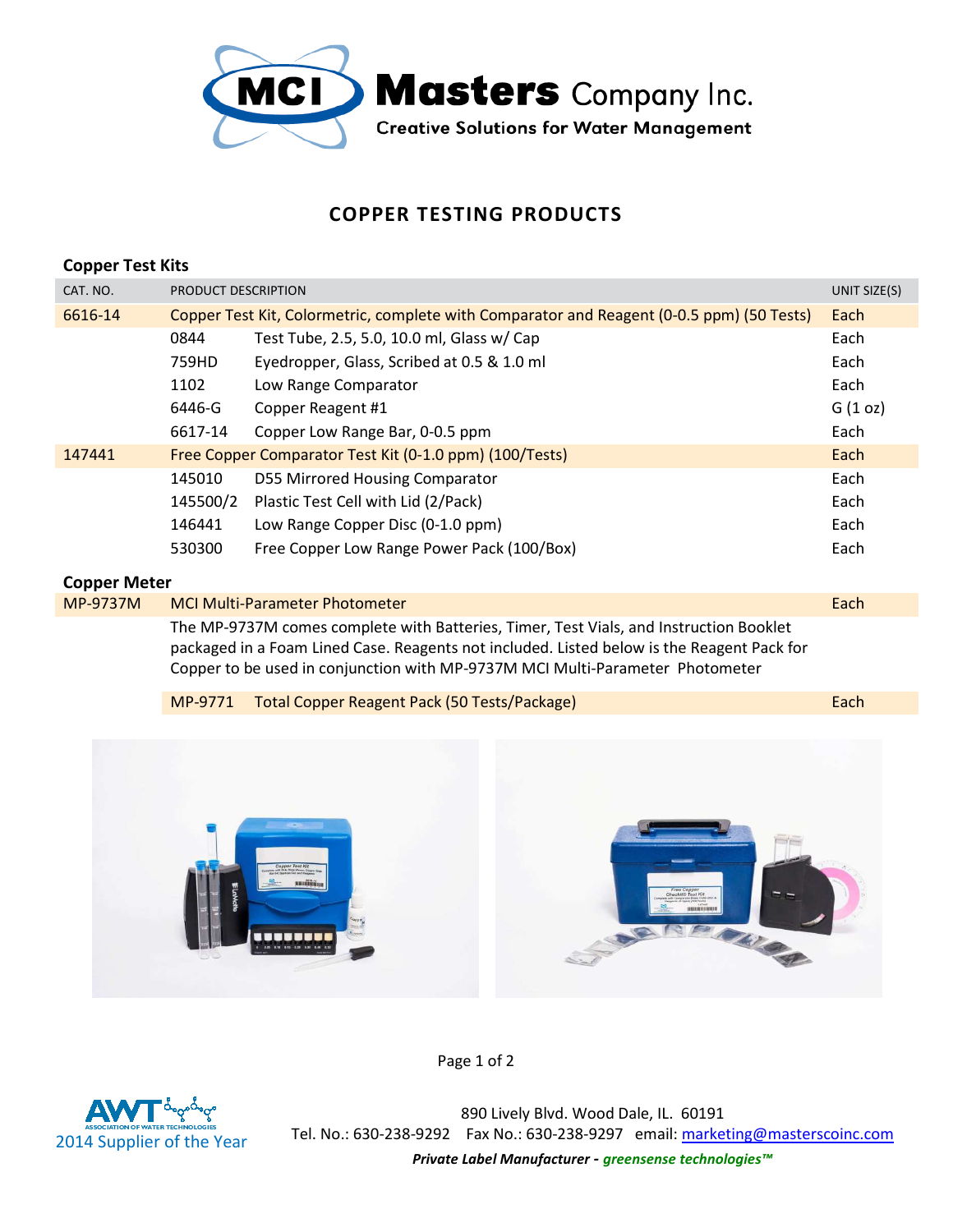**MCI Masters Company Inc.**
**Creative Solutions for Water Management**

# COPPER TESTING PRODUCTS

## Copper Test Kits

| CAT. NO. | PRODUCT DESCRIPTION | | UNIT SIZE(S) |
|---|---|---|---|
| 6616-14 | Copper Test Kit, Colormetric, complete with Comparator and Reagent (0-0.5 ppm) (50 Tests) | | Each |
| | 0844 | Test Tube, 2.5, 5.0, 10.0 ml, Glass w/ Cap | Each |
| | 759HD | Eyedropper, Glass, Scribed at 0.5 & 1.0 ml | Each |
| | 1102 | Low Range Comparator | Each |
| | 6446-G | Copper Reagent #1 | G (1 oz) |
| | 6617-14 | Copper Low Range Bar, 0-0.5 ppm | Each |
| 147441 | Free Copper Comparator Test Kit (0-1.0 ppm) (100/Tests) | | Each |
| | 145010 | D55 Mirrored Housing Comparator | Each |
| | 145500/2 | Plastic Test Cell with Lid (2/Pack) | Each |
| | 146441 | Low Range Copper Disc (0-1.0 ppm) | Each |
| | 530300 | Free Copper Low Range Power Pack (100/Box) | Each |

## Copper Meter

| CAT. NO. | PRODUCT DESCRIPTION | | UNIT SIZE(S) |
|---|---|---|---|
| MP-9737M | MCI Multi-Parameter Photometer | | Each |
| | The MP-9737M comes complete with Batteries, Timer, Test Vials, and Instruction Booklet packaged in a Foam Lined Case. Reagents not included. Listed below is the Reagent Pack for Copper to be used in conjunction with MP-9737M MCI Multi-Parameter Photometer | | |
| | MP-9771 | Total Copper Reagent Pack (50 Tests/Package) | Each |

AWT Association of Water Technologies 2014 Supplier of the Year

890 Lively Blvd. Wood Dale, IL. 60191
Tel. No.: 630-238-9292 Fax No.: 630-238-9297 email: marketing@masterscoinc.com
***Private Label Manufacturer - greensense technologies™***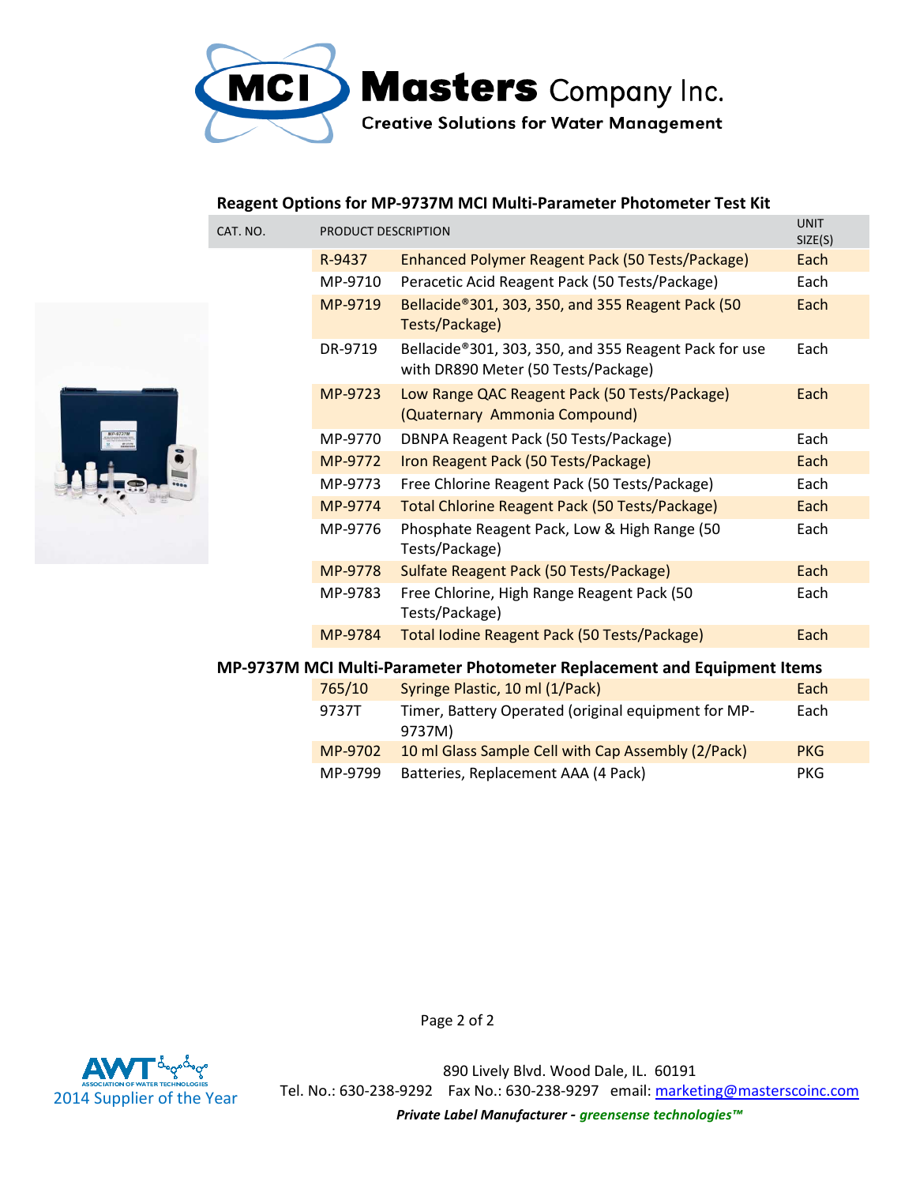**Masters** Company Inc.

Creative Solutions for Water Management

## Reagent Options for MP-9737M MCI Multi-Parameter Photometer Test Kit

| CAT. NO. | PRODUCT DESCRIPTION | UNIT SIZE(S) |
|---|---|---|
| R-9437 | Enhanced Polymer Reagent Pack (50 Tests/Package) | Each |
| MP-9710 | Peracetic Acid Reagent Pack (50 Tests/Package) | Each |
| MP-9719 | Bellacide®301, 303, 350, and 355 Reagent Pack (50 Tests/Package) | Each |
| DR-9719 | Bellacide®301, 303, 350, and 355 Reagent Pack for use with DR890 Meter (50 Tests/Package) | Each |
| MP-9723 | Low Range QAC Reagent Pack (50 Tests/Package) (Quaternary Ammonia Compound) | Each |
| MP-9770 | DBNPA Reagent Pack (50 Tests/Package) | Each |
| MP-9772 | Iron Reagent Pack (50 Tests/Package) | Each |
| MP-9773 | Free Chlorine Reagent Pack (50 Tests/Package) | Each |
| MP-9774 | Total Chlorine Reagent Pack (50 Tests/Package) | Each |
| MP-9776 | Phosphate Reagent Pack, Low & High Range (50 Tests/Package) | Each |
| MP-9778 | Sulfate Reagent Pack (50 Tests/Package) | Each |
| MP-9783 | Free Chlorine, High Range Reagent Pack (50 Tests/Package) | Each |
| MP-9784 | Total Iodine Reagent Pack (50 Tests/Package) | Each |

## MP-9737M MCI Multi-Parameter Photometer Replacement and Equipment Items

| | | |
|---|---|---|
| 765/10 | Syringe Plastic, 10 ml (1/Pack) | Each |
| 9737T | Timer, Battery Operated (original equipment for MP-9737M) | Each |
| MP-9702 | 10 ml Glass Sample Cell with Cap Assembly (2/Pack) | PKG |
| MP-9799 | Batteries, Replacement AAA (4 Pack) | PKG |

AWT Association of Water Technologies 2014 Supplier of the Year

890 Lively Blvd. Wood Dale, IL. 60191

Tel. No.: 630-238-9292 Fax No.: 630-238-9297 email: marketing@masterscoinc.com

***Private Label Manufacturer - greensense technologies™***